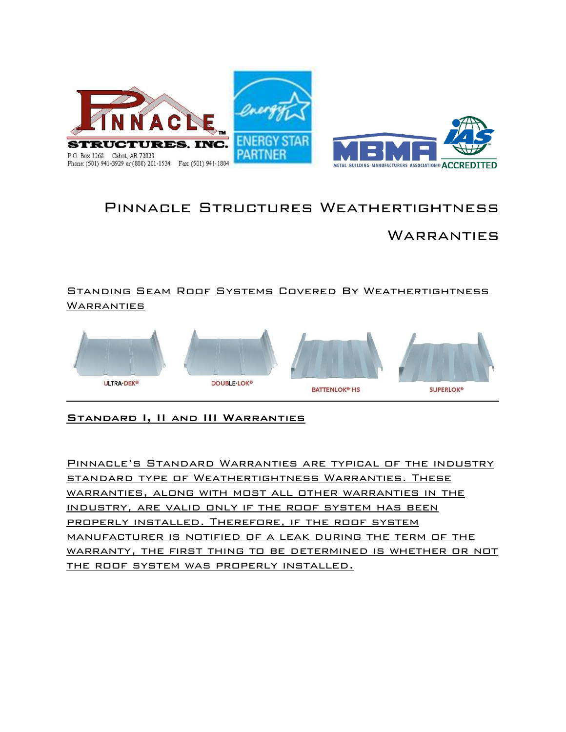PINNACLE STRUCTURES, INC.
P.O. Box 1268 Cabot, AR 72023
Phone: (501) 941-3929 or (800) 201-1534 Fax (501) 941-1804

ENERGY STAR PARTNER

MBMA METAL BUILDING MANUFACTURERS ASSOCIATION® IAS ACCREDITED

# Pinnacle Structures Weathertightness Warranties

## Standing Seam Roof Systems Covered By Weathertightness Warranties

ULTRA-DEK® DOUBLE-LOK® BATTENLOK® HS SUPERLOK®

---

## Standard I, II and III Warranties

Pinnacle's Standard Warranties are typical of the industry standard type of Weathertightness Warranties. These warranties, along with most all other warranties in the industry, are valid only if the roof system has been properly installed. Therefore, if the roof system manufacturer is notified of a leak during the term of the warranty, the first thing to be determined is whether or not the roof system was properly installed.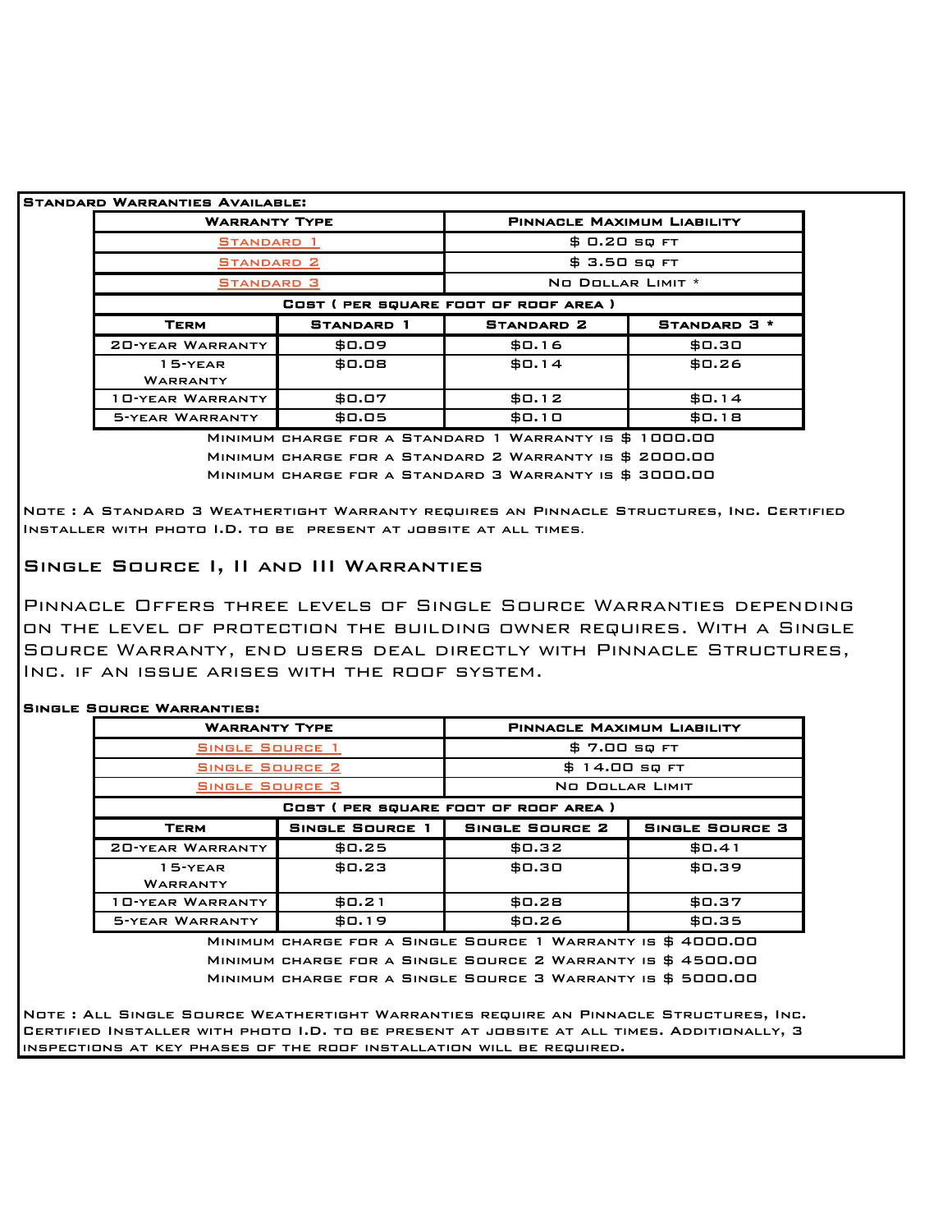**Standard Warranties Available:**

| Warranty Type | | Pinnacle Maximum Liability | |
|---|---|---|---|
| Standard 1 | | $ 0.20 sq ft | |
| Standard 2 | | $ 3.50 sq ft | |
| Standard 3 | | No Dollar Limit * | |
| Cost ( per square foot of roof area ) | | | |
| Term | Standard 1 | Standard 2 | Standard 3 * |
| 20-year Warranty | $0.09 | $0.16 | $0.30 |
| 15-year Warranty | $0.08 | $0.14 | $0.26 |
| 10-year Warranty | $0.07 | $0.12 | $0.14 |
| 5-year Warranty | $0.05 | $0.10 | $0.18 |

Minimum charge for a Standard 1 Warranty is $ 1000.00
Minimum charge for a Standard 2 Warranty is $ 2000.00
Minimum charge for a Standard 3 Warranty is $ 3000.00

Note : A Standard 3 Weathertight Warranty requires an Pinnacle Structures, Inc. Certified Installer with photo I.D. to be present at jobsite at all times.

## Single Source I, II and III Warranties

Pinnacle Offers three levels of Single Source Warranties depending on the level of protection the building owner requires. With a Single Source Warranty, end users deal directly with Pinnacle Structures, Inc. if an issue arises with the roof system.

**Single Source Warranties:**

| Warranty Type | | Pinnacle Maximum Liability | |
|---|---|---|---|
| Single Source 1 | | $ 7.00 sq ft | |
| Single Source 2 | | $ 14.00 sq ft | |
| Single Source 3 | | No Dollar Limit | |
| Cost ( per square foot of roof area ) | | | |
| Term | Single Source 1 | Single Source 2 | Single Source 3 |
| 20-year Warranty | $0.25 | $0.32 | $0.41 |
| 15-year Warranty | $0.23 | $0.30 | $0.39 |
| 10-year Warranty | $0.21 | $0.28 | $0.37 |
| 5-year Warranty | $0.19 | $0.26 | $0.35 |

Minimum charge for a Single Source 1 Warranty is $ 4000.00
Minimum charge for a Single Source 2 Warranty is $ 4500.00
Minimum charge for a Single Source 3 Warranty is $ 5000.00

Note : All Single Source Weathertight Warranties require an Pinnacle Structures, Inc. Certified Installer with photo I.D. to be present at jobsite at all times. Additionally, 3 inspections at key phases of the roof installation will be required.